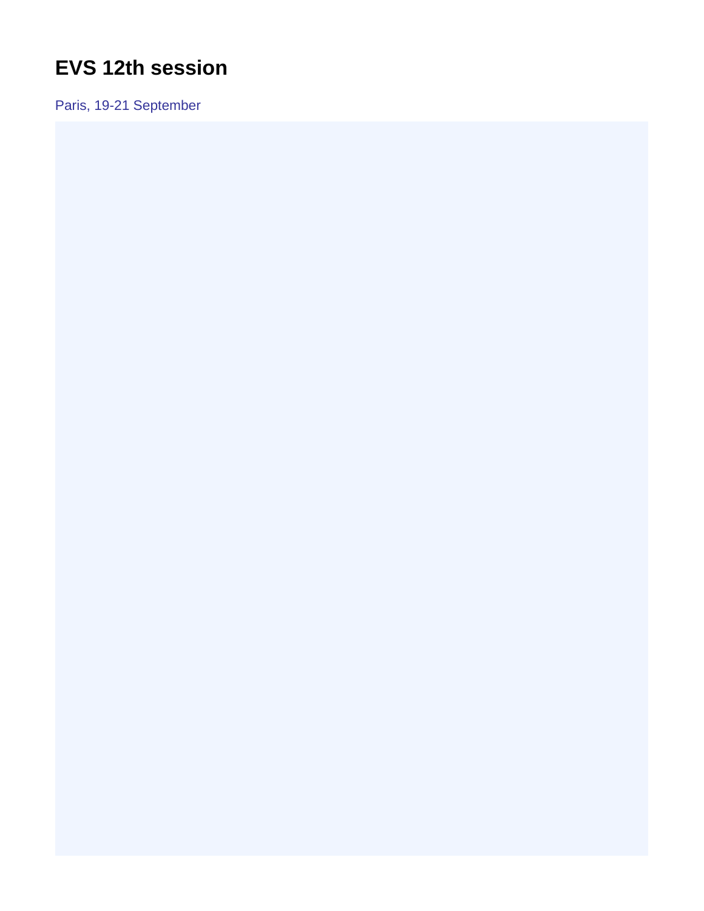# EVS 12th session

Paris, 19-21 September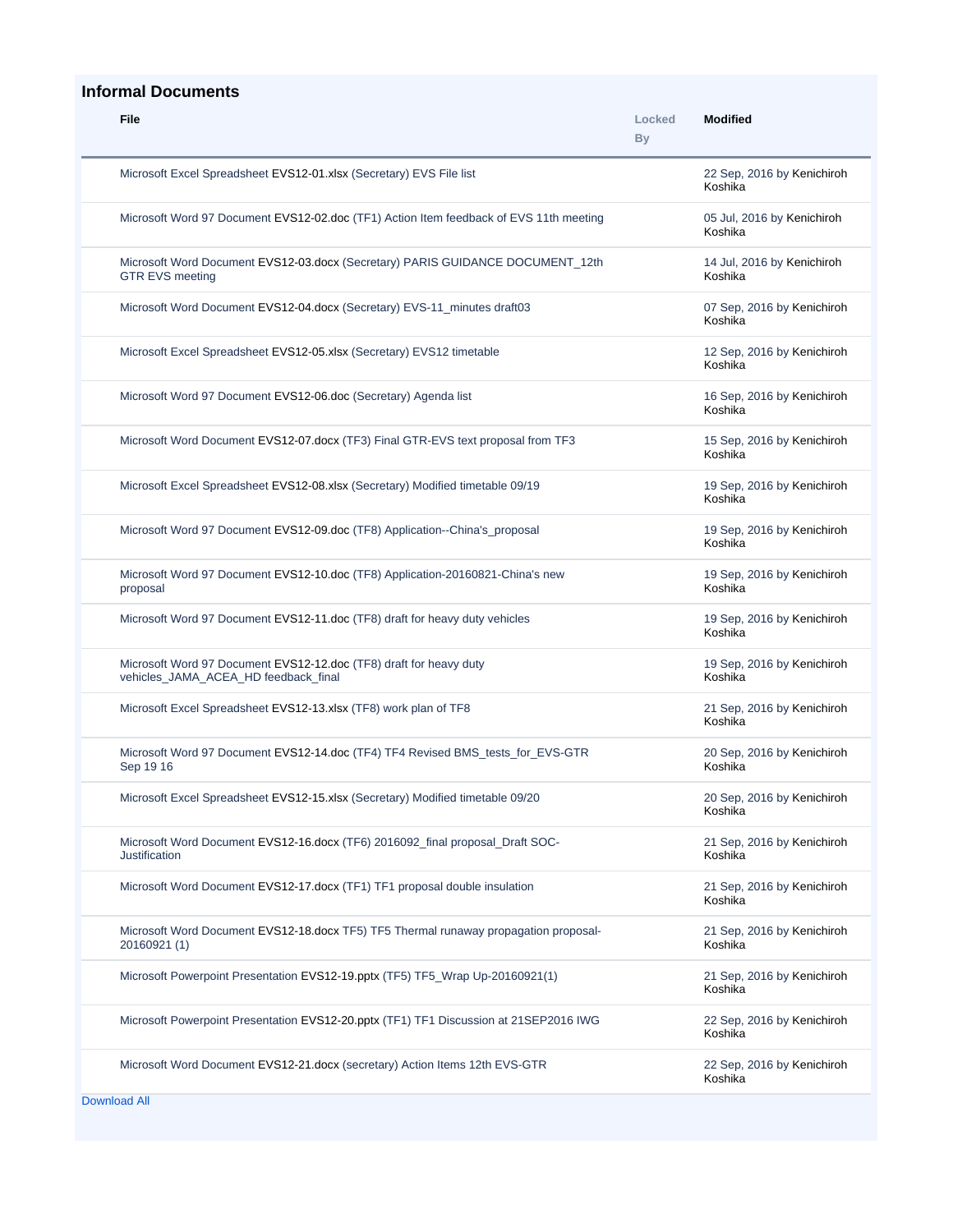## Informal Documents

| File | Locked By | Modified |
|---|---|---|
| Microsoft Excel Spreadsheet EVS12-01.xlsx (Secretary) EVS File list | | 22 Sep, 2016 by Kenichiroh Koshika |
| Microsoft Word 97 Document EVS12-02.doc (TF1) Action Item feedback of EVS 11th meeting | | 05 Jul, 2016 by Kenichiroh Koshika |
| Microsoft Word Document EVS12-03.docx (Secretary) PARIS GUIDANCE DOCUMENT_12th GTR EVS meeting | | 14 Jul, 2016 by Kenichiroh Koshika |
| Microsoft Word Document EVS12-04.docx (Secretary) EVS-11_minutes draft03 | | 07 Sep, 2016 by Kenichiroh Koshika |
| Microsoft Excel Spreadsheet EVS12-05.xlsx (Secretary) EVS12 timetable | | 12 Sep, 2016 by Kenichiroh Koshika |
| Microsoft Word 97 Document EVS12-06.doc (Secretary) Agenda list | | 16 Sep, 2016 by Kenichiroh Koshika |
| Microsoft Word Document EVS12-07.docx (TF3) Final GTR-EVS text proposal from TF3 | | 15 Sep, 2016 by Kenichiroh Koshika |
| Microsoft Excel Spreadsheet EVS12-08.xlsx (Secretary) Modified timetable 09/19 | | 19 Sep, 2016 by Kenichiroh Koshika |
| Microsoft Word 97 Document EVS12-09.doc (TF8) Application--China's_proposal | | 19 Sep, 2016 by Kenichiroh Koshika |
| Microsoft Word 97 Document EVS12-10.doc (TF8) Application-20160821-China's new proposal | | 19 Sep, 2016 by Kenichiroh Koshika |
| Microsoft Word 97 Document EVS12-11.doc (TF8) draft for heavy duty vehicles | | 19 Sep, 2016 by Kenichiroh Koshika |
| Microsoft Word 97 Document EVS12-12.doc (TF8) draft for heavy duty vehicles_JAMA_ACEA_HD feedback_final | | 19 Sep, 2016 by Kenichiroh Koshika |
| Microsoft Excel Spreadsheet EVS12-13.xlsx (TF8) work plan of TF8 | | 21 Sep, 2016 by Kenichiroh Koshika |
| Microsoft Word 97 Document EVS12-14.doc (TF4) TF4 Revised BMS_tests_for_EVS-GTR Sep 19 16 | | 20 Sep, 2016 by Kenichiroh Koshika |
| Microsoft Excel Spreadsheet EVS12-15.xlsx (Secretary) Modified timetable 09/20 | | 20 Sep, 2016 by Kenichiroh Koshika |
| Microsoft Word Document EVS12-16.docx (TF6) 2016092_final proposal_Draft SOC-Justification | | 21 Sep, 2016 by Kenichiroh Koshika |
| Microsoft Word Document EVS12-17.docx (TF1) TF1 proposal double insulation | | 21 Sep, 2016 by Kenichiroh Koshika |
| Microsoft Word Document EVS12-18.docx TF5) TF5 Thermal runaway propagation proposal-20160921 (1) | | 21 Sep, 2016 by Kenichiroh Koshika |
| Microsoft Powerpoint Presentation EVS12-19.pptx (TF5) TF5_Wrap Up-20160921(1) | | 21 Sep, 2016 by Kenichiroh Koshika |
| Microsoft Powerpoint Presentation EVS12-20.pptx (TF1) TF1 Discussion at 21SEP2016 IWG | | 22 Sep, 2016 by Kenichiroh Koshika |
| Microsoft Word Document EVS12-21.docx (secretary) Action Items 12th EVS-GTR | | 22 Sep, 2016 by Kenichiroh Koshika |

Download All